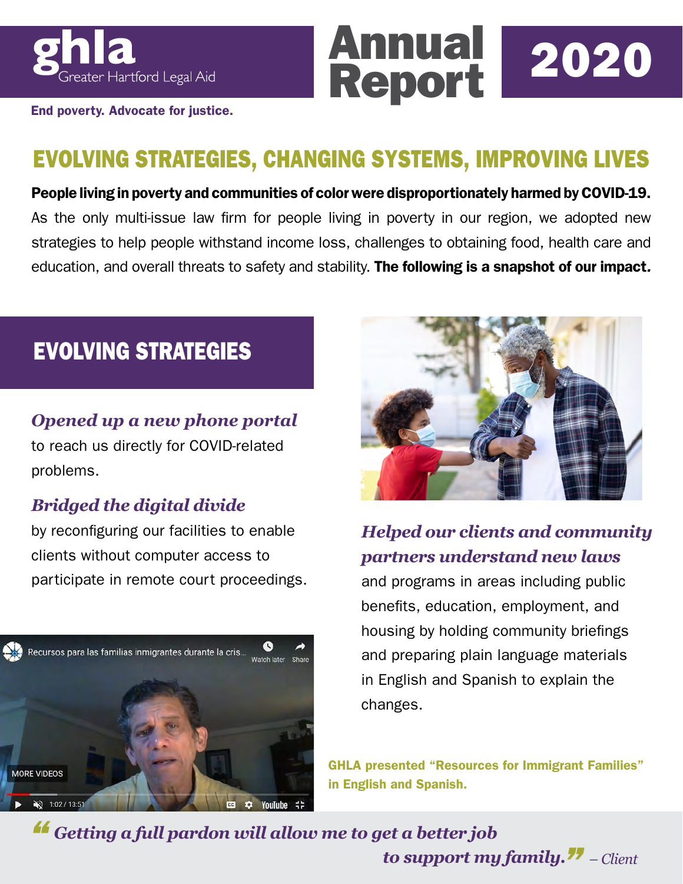# ghla Greater Hartford Legal Aid

**End poverty. Advocate for justice.**

# Annual Report 2020

## EVOLVING STRATEGIES, CHANGING SYSTEMS, IMPROVING LIVES

**People living in poverty and communities of color were disproportionately harmed by COVID-19.** As the only multi-issue law firm for people living in poverty in our region, we adopted new strategies to help people withstand income loss, challenges to obtaining food, health care and education, and overall threats to safety and stability. **The following is a snapshot of our impact.**

## EVOLVING STRATEGIES

***Opened up a new phone portal*** to reach us directly for COVID-related problems.

***Bridged the digital divide*** by reconfiguring our facilities to enable clients without computer access to participate in remote court proceedings.

***Helped our clients and community partners understand new laws*** and programs in areas including public benefits, education, employment, and housing by holding community briefings and preparing plain language materials in English and Spanish to explain the changes.

Recursos para las familias inmigrantes durante la cris...

**GHLA presented "Resources for Immigrant Families" in English and Spanish.**

> *"Getting a full pardon will allow me to get a better job to support my family."* – Client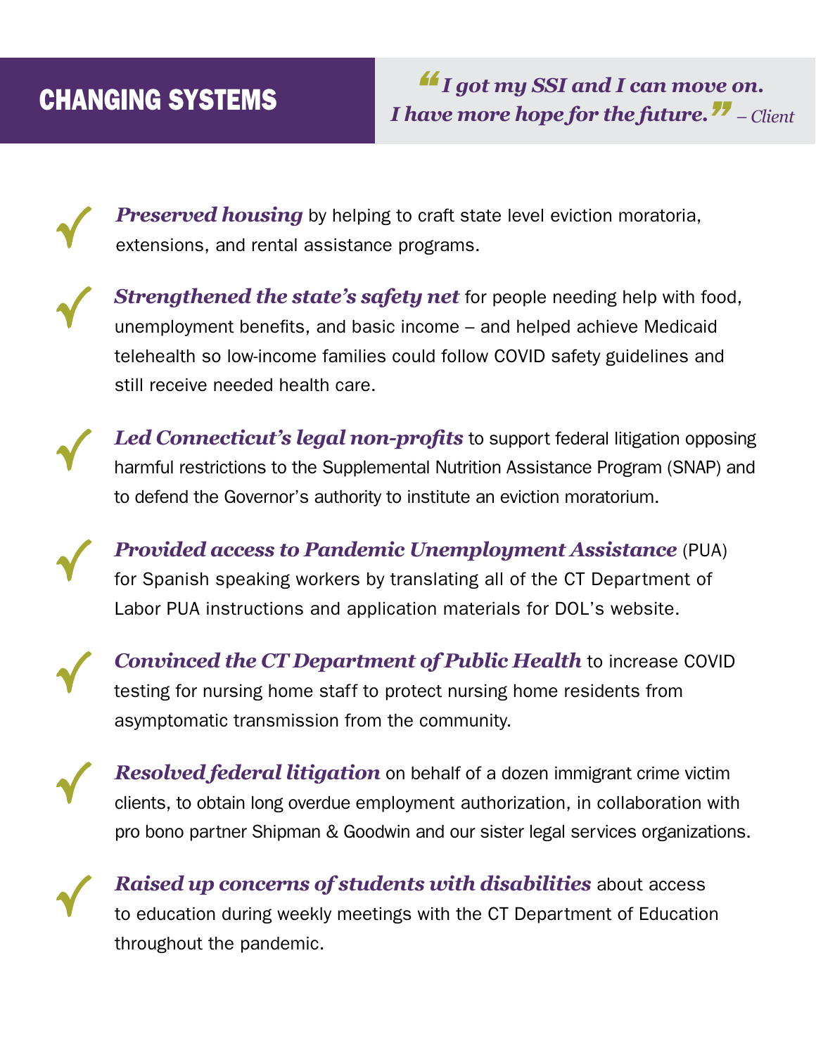## CHANGING SYSTEMS

> *"I got my SSI and I can move on. I have more hope for the future."* – Client

- ***Preserved housing*** by helping to craft state level eviction moratoria, extensions, and rental assistance programs.

- ***Strengthened the state's safety net*** for people needing help with food, unemployment benefits, and basic income – and helped achieve Medicaid telehealth so low-income families could follow COVID safety guidelines and still receive needed health care.

- ***Led Connecticut's legal non-profits*** to support federal litigation opposing harmful restrictions to the Supplemental Nutrition Assistance Program (SNAP) and to defend the Governor's authority to institute an eviction moratorium.

- ***Provided access to Pandemic Unemployment Assistance*** (PUA) for Spanish speaking workers by translating all of the CT Department of Labor PUA instructions and application materials for DOL's website.

- ***Convinced the CT Department of Public Health*** to increase COVID testing for nursing home staff to protect nursing home residents from asymptomatic transmission from the community.

- ***Resolved federal litigation*** on behalf of a dozen immigrant crime victim clients, to obtain long overdue employment authorization, in collaboration with pro bono partner Shipman & Goodwin and our sister legal services organizations.

- ***Raised up concerns of students with disabilities*** about access to education during weekly meetings with the CT Department of Education throughout the pandemic.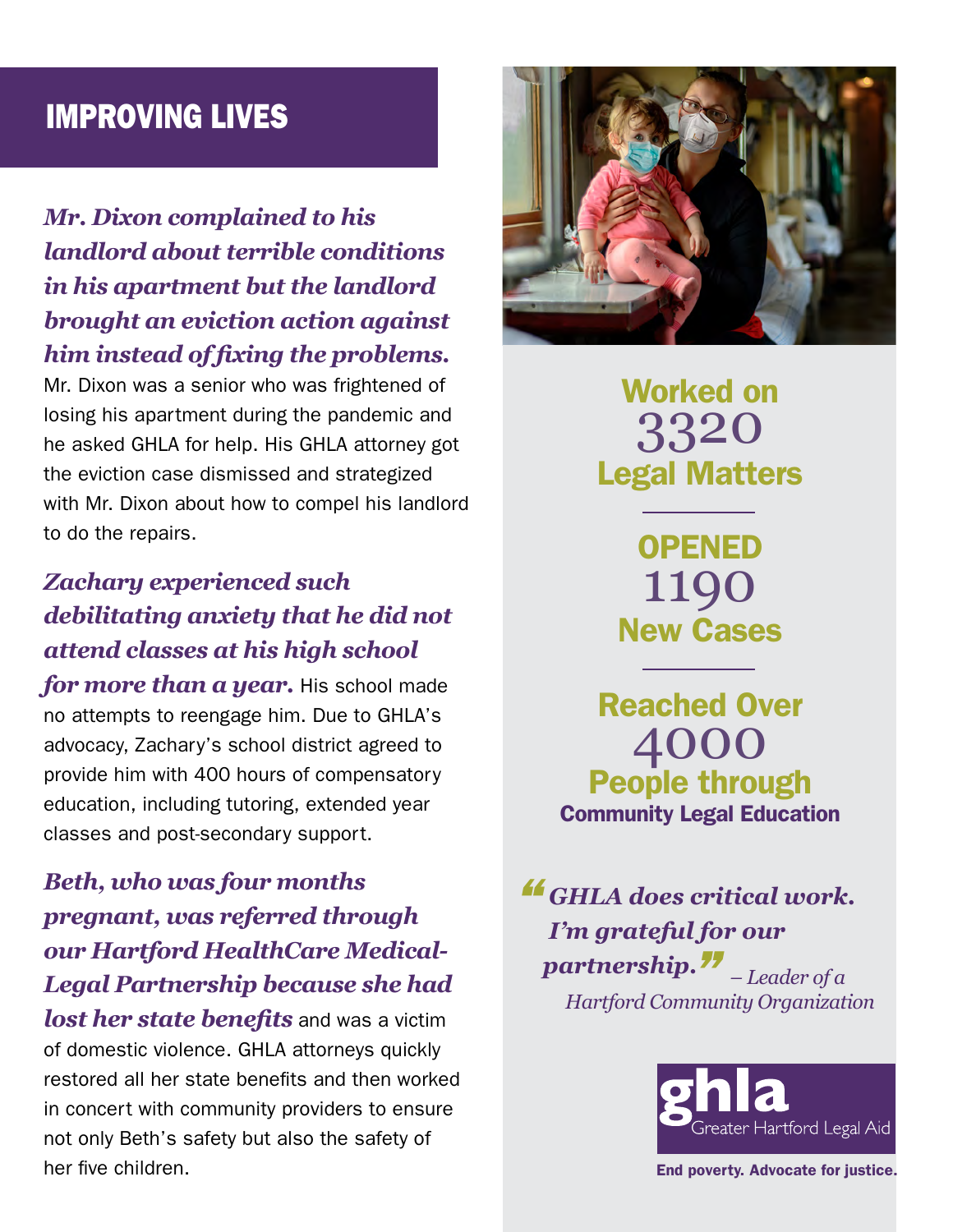# IMPROVING LIVES

***Mr. Dixon complained to his landlord about terrible conditions in his apartment but the landlord brought an eviction action against him instead of fixing the problems.*** Mr. Dixon was a senior who was frightened of losing his apartment during the pandemic and he asked GHLA for help. His GHLA attorney got the eviction case dismissed and strategized with Mr. Dixon about how to compel his landlord to do the repairs.

***Zachary experienced such debilitating anxiety that he did not attend classes at his high school for more than a year.*** His school made no attempts to reengage him. Due to GHLA's advocacy, Zachary's school district agreed to provide him with 400 hours of compensatory education, including tutoring, extended year classes and post-secondary support.

***Beth, who was four months pregnant, was referred through our Hartford HealthCare Medical-Legal Partnership because she had lost her state benefits*** and was a victim of domestic violence. GHLA attorneys quickly restored all her state benefits and then worked in concert with community providers to ensure not only Beth's safety but also the safety of her five children.

**Worked on**
3320
**Legal Matters**

---

**OPENED**
1190
**New Cases**

---

**Reached Over**
4000
**People through**
**Community Legal Education**

***"GHLA does critical work. I'm grateful for our partnership."*** *– Leader of a Hartford Community Organization*

**ghla** Greater Hartford Legal Aid

**End poverty. Advocate for justice.**